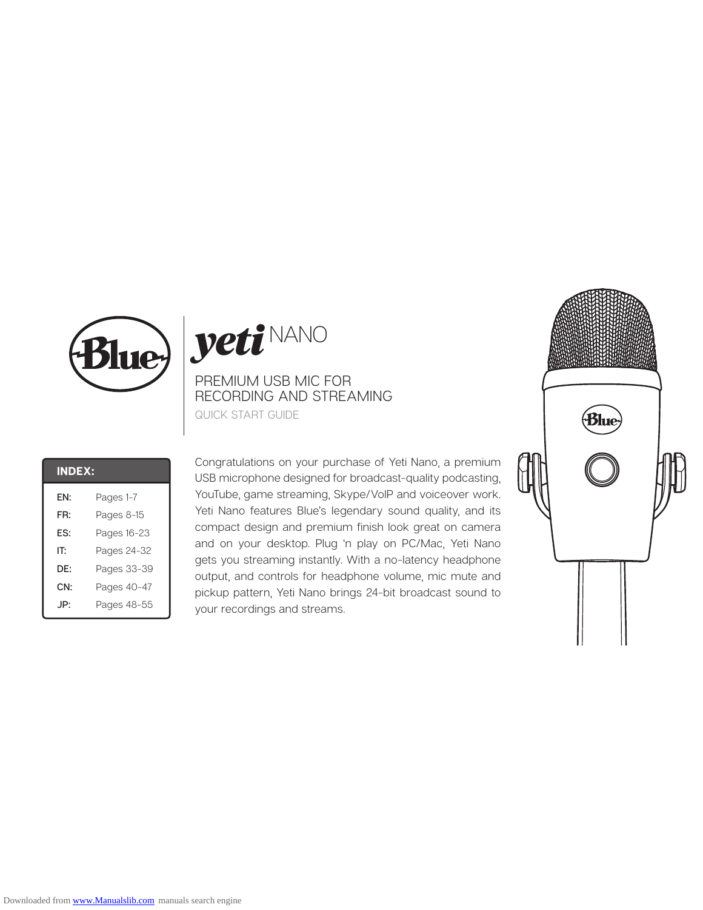# Blue yeti NANO

## PREMIUM USB MIC FOR RECORDING AND STREAMING

QUICK START GUIDE

| INDEX: | |
|---|---|
| EN: | Pages 1-7 |
| FR: | Pages 8-15 |
| ES: | Pages 16-23 |
| IT: | Pages 24-32 |
| DE: | Pages 33-39 |
| CN: | Pages 40-47 |
| JP: | Pages 48-55 |

Congratulations on your purchase of Yeti Nano, a premium USB microphone designed for broadcast-quality podcasting, YouTube, game streaming, Skype/VoIP and voiceover work. Yeti Nano features Blue's legendary sound quality, and its compact design and premium finish look great on camera and on your desktop. Plug 'n play on PC/Mac, Yeti Nano gets you streaming instantly. With a no-latency headphone output, and controls for headphone volume, mic mute and pickup pattern, Yeti Nano brings 24-bit broadcast sound to your recordings and streams.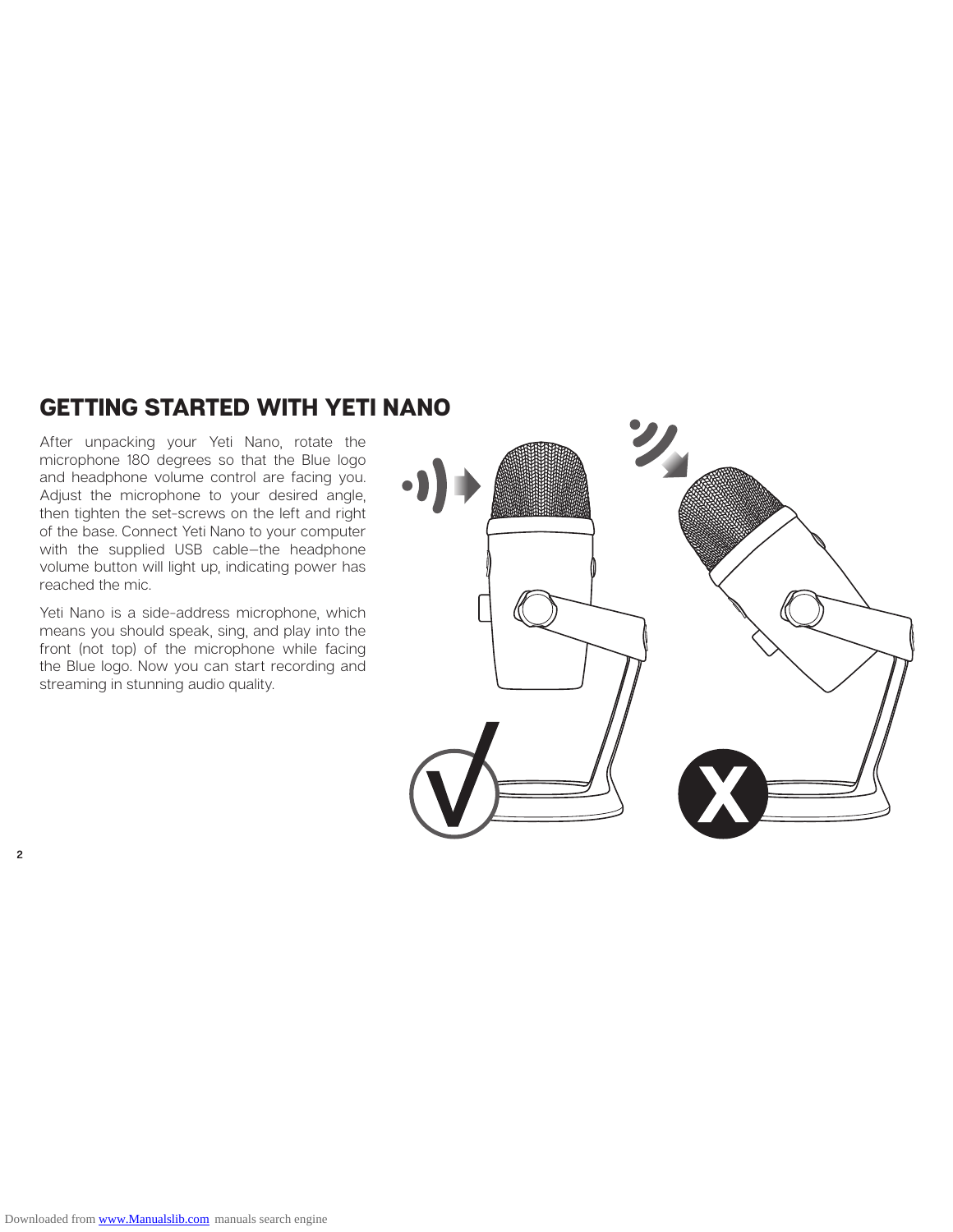## GETTING STARTED WITH YETI NANO

After unpacking your Yeti Nano, rotate the microphone 180 degrees so that the Blue logo and headphone volume control are facing you. Adjust the microphone to your desired angle, then tighten the set-screws on the left and right of the base. Connect Yeti Nano to your computer with the supplied USB cable—the headphone volume button will light up, indicating power has reached the mic.

Yeti Nano is a side-address microphone, which means you should speak, sing, and play into the front (not top) of the microphone while facing the Blue logo. Now you can start recording and streaming in stunning audio quality.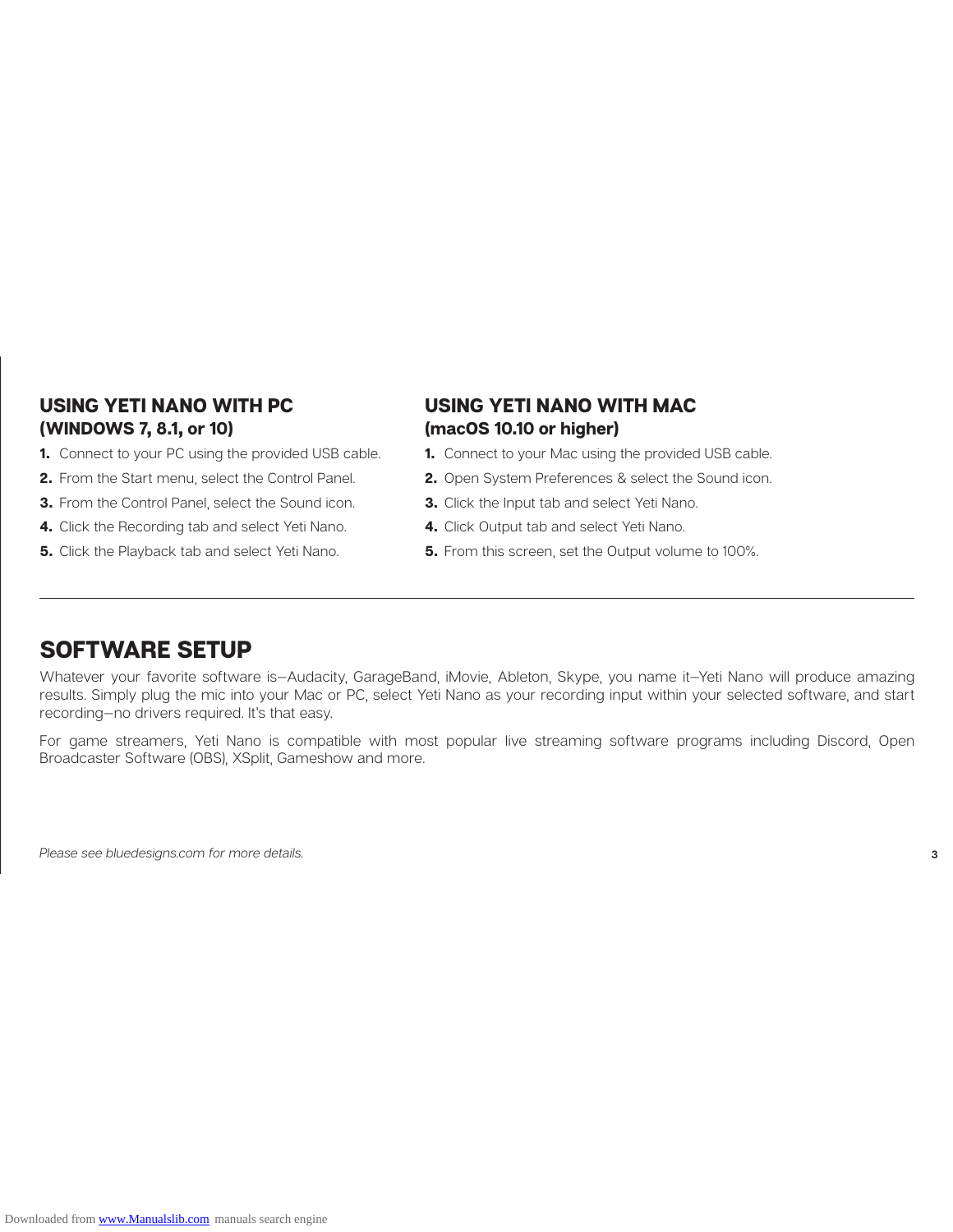## USING YETI NANO WITH PC

### (WINDOWS 7, 8.1, or 10)

1. Connect to your PC using the provided USB cable.
2. From the Start menu, select the Control Panel.
3. From the Control Panel, select the Sound icon.
4. Click the Recording tab and select Yeti Nano.
5. Click the Playback tab and select Yeti Nano.

## USING YETI NANO WITH MAC

### (macOS 10.10 or higher)

1. Connect to your Mac using the provided USB cable.
2. Open System Preferences & select the Sound icon.
3. Click the Input tab and select Yeti Nano.
4. Click Output tab and select Yeti Nano.
5. From this screen, set the Output volume to 100%.

---

## SOFTWARE SETUP

Whatever your favorite software is—Audacity, GarageBand, iMovie, Ableton, Skype, you name it—Yeti Nano will produce amazing results. Simply plug the mic into your Mac or PC, select Yeti Nano as your recording input within your selected software, and start recording—no drivers required. It's that easy.

For game streamers, Yeti Nano is compatible with most popular live streaming software programs including Discord, Open Broadcaster Software (OBS), XSplit, Gameshow and more.

*Please see bluedesigns.com for more details.*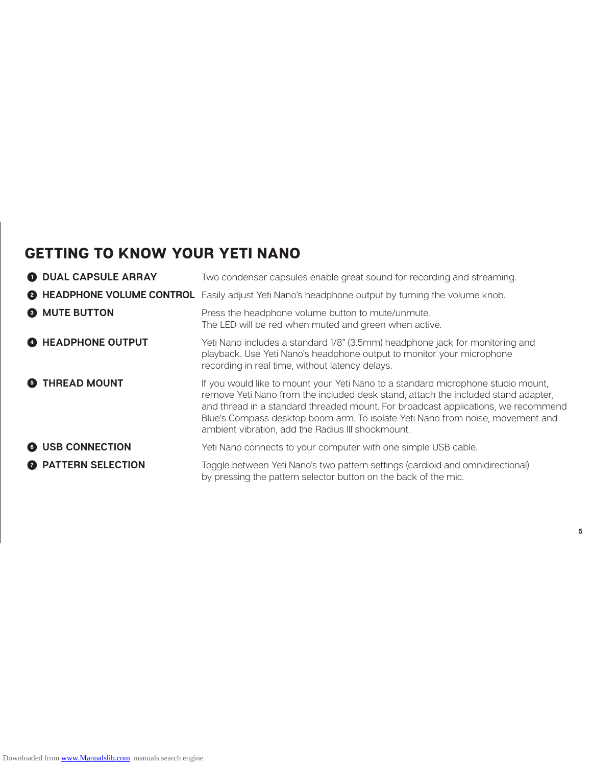## GETTING TO KNOW YOUR YETI NANO

1. **DUAL CAPSULE ARRAY** — Two condenser capsules enable great sound for recording and streaming.
2. **HEADPHONE VOLUME CONTROL** — Easily adjust Yeti Nano's headphone output by turning the volume knob.
3. **MUTE BUTTON** — Press the headphone volume button to mute/unmute. The LED will be red when muted and green when active.
4. **HEADPHONE OUTPUT** — Yeti Nano includes a standard 1/8" (3.5mm) headphone jack for monitoring and playback. Use Yeti Nano's headphone output to monitor your microphone recording in real time, without latency delays.
5. **THREAD MOUNT** — If you would like to mount your Yeti Nano to a standard microphone studio mount, remove Yeti Nano from the included desk stand, attach the included stand adapter, and thread in a standard threaded mount. For broadcast applications, we recommend Blue's Compass desktop boom arm. To isolate Yeti Nano from noise, movement and ambient vibration, add the Radius III shockmount.
6. **USB CONNECTION** — Yeti Nano connects to your computer with one simple USB cable.
7. **PATTERN SELECTION** — Toggle between Yeti Nano's two pattern settings (cardioid and omnidirectional) by pressing the pattern selector button on the back of the mic.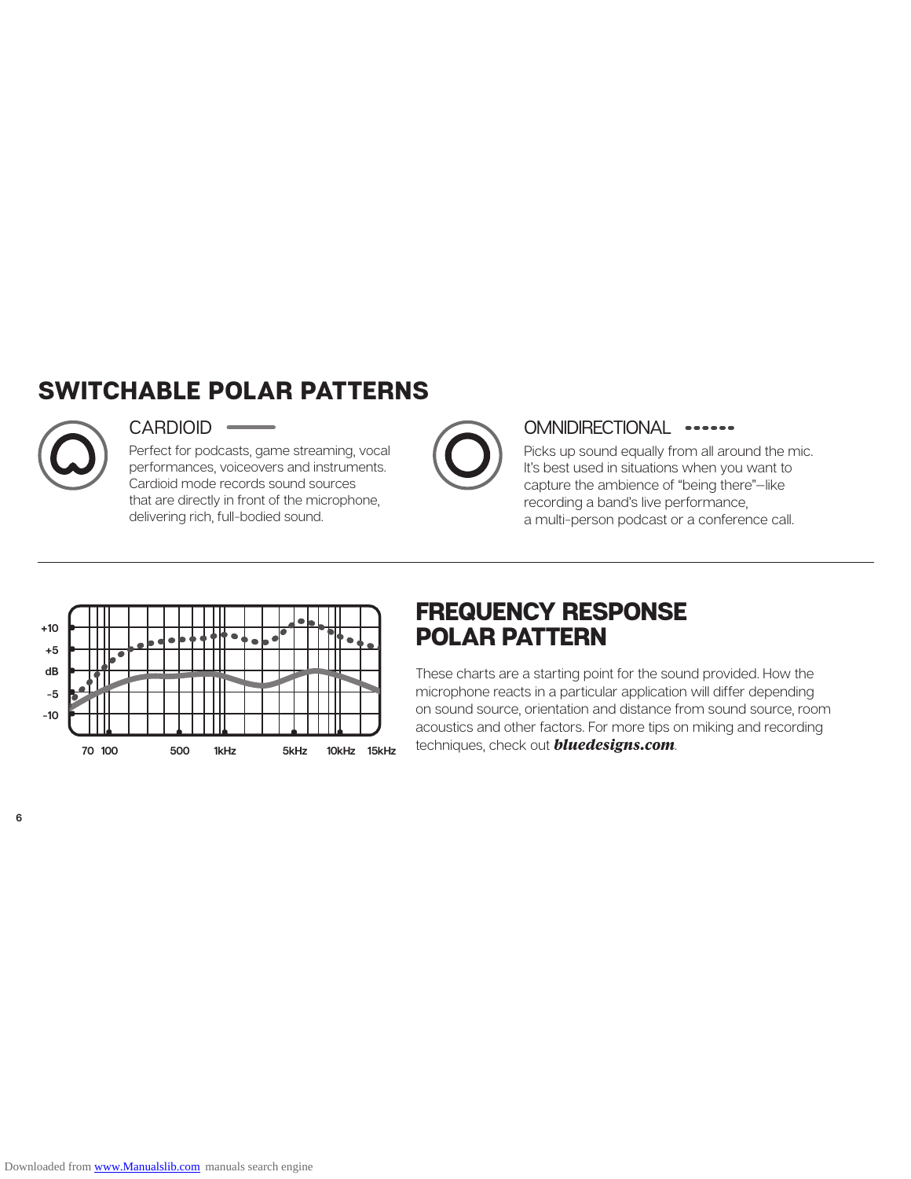# SWITCHABLE POLAR PATTERNS

### CARDIOID

Perfect for podcasts, game streaming, vocal performances, voiceovers and instruments. Cardioid mode records sound sources that are directly in front of the microphone, delivering rich, full-bodied sound.

### OMNIDIRECTIONAL

Picks up sound equally from all around the mic. It's best used in situations when you want to capture the ambience of "being there"—like recording a band's live performance, a multi-person podcast or a conference call.

+10
+5
dB
-5
-10

70 100 500 1kHz 5kHz 10kHz 15kHz

# FREQUENCY RESPONSE POLAR PATTERN

These charts are a starting point for the sound provided. How the microphone reacts in a particular application will differ depending on sound source, orientation and distance from sound source, room acoustics and other factors. For more tips on miking and recording techniques, check out ***bluedesigns.com***.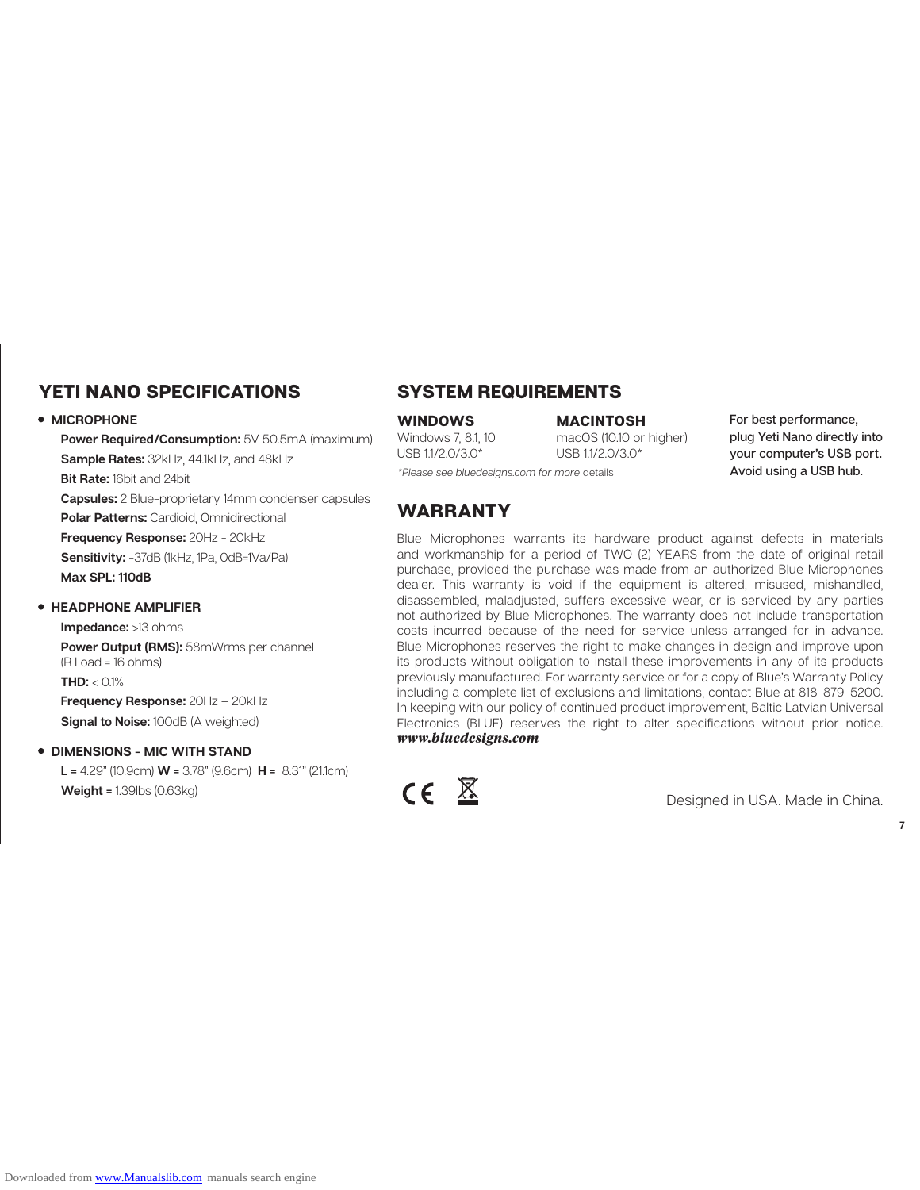## YETI NANO SPECIFICATIONS

- **MICROPHONE**

  **Power Required/Consumption:** 5V 50.5mA (maximum)

  **Sample Rates:** 32kHz, 44.1kHz, and 48kHz

  **Bit Rate:** 16bit and 24bit

  **Capsules:** 2 Blue-proprietary 14mm condenser capsules

  **Polar Patterns:** Cardioid, Omnidirectional

  **Frequency Response:** 20Hz - 20kHz

  **Sensitivity:** -37dB (1kHz, 1Pa, 0dB=1Va/Pa)

  **Max SPL: 110dB**

- **HEADPHONE AMPLIFIER**

  **Impedance:** >13 ohms

  **Power Output (RMS):** 58mWrms per channel (R Load = 16 ohms)

  **THD:** < 0.1%

  **Frequency Response:** 20Hz – 20kHz

  **Signal to Noise:** 100dB (A weighted)

- **DIMENSIONS - MIC WITH STAND**

  **L =** 4.29" (10.9cm) **W =** 3.78" (9.6cm) **H =** 8.31" (21.1cm)

  **Weight =** 1.39lbs (0.63kg)

## SYSTEM REQUIREMENTS

**WINDOWS**
Windows 7, 8.1, 10
USB 1.1/2.0/3.0*

**MACINTOSH**
macOS (10.10 or higher)
USB 1.1/2.0/3.0*

*\*Please see bluedesigns.com for more* details

For best performance, plug Yeti Nano directly into your computer's USB port. Avoid using a USB hub.

## WARRANTY

Blue Microphones warrants its hardware product against defects in materials and workmanship for a period of TWO (2) YEARS from the date of original retail purchase, provided the purchase was made from an authorized Blue Microphones dealer. This warranty is void if the equipment is altered, misused, mishandled, disassembled, maladjusted, suffers excessive wear, or is serviced by any parties not authorized by Blue Microphones. The warranty does not include transportation costs incurred because of the need for service unless arranged for in advance. Blue Microphones reserves the right to make changes in design and improve upon its products without obligation to install these improvements in any of its products previously manufactured. For warranty service or for a copy of Blue's Warranty Policy including a complete list of exclusions and limitations, contact Blue at 818-879-5200. In keeping with our policy of continued product improvement, Baltic Latvian Universal Electronics (BLUE) reserves the right to alter specifications without prior notice. ***www.bluedesigns.com***

Designed in USA. Made in China.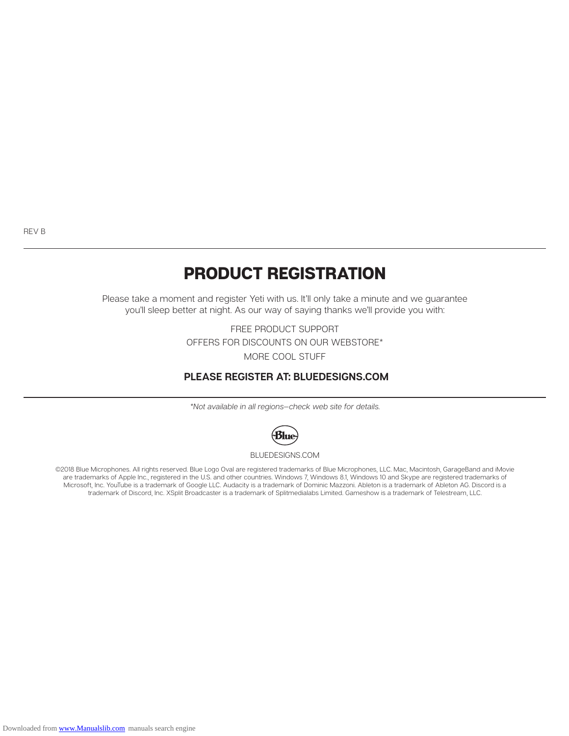REV B

## PRODUCT REGISTRATION

Please take a moment and register Yeti with us. It'll only take a minute and we guarantee you'll sleep better at night. As our way of saying thanks we'll provide you with:

FREE PRODUCT SUPPORT

OFFERS FOR DISCOUNTS ON OUR WEBSTORE*

MORE COOL STUFF

**PLEASE REGISTER AT: BLUEDESIGNS.COM**

*Not available in all regions–check web site for details.*

BLUEDESIGNS.COM

©2018 Blue Microphones. All rights reserved. Blue Logo Oval are registered trademarks of Blue Microphones, LLC. Mac, Macintosh, GarageBand and iMovie are trademarks of Apple Inc., registered in the U.S. and other countries. Windows 7, Windows 8.1, Windows 10 and Skype are registered trademarks of Microsoft, Inc. YouTube is a trademark of Google LLC. Audacity is a trademark of Dominic Mazzoni. Ableton is a trademark of Ableton AG. Discord is a trademark of Discord, Inc. XSplit Broadcaster is a trademark of Splitmedialabs Limited. Gameshow is a trademark of Telestream, LLC.